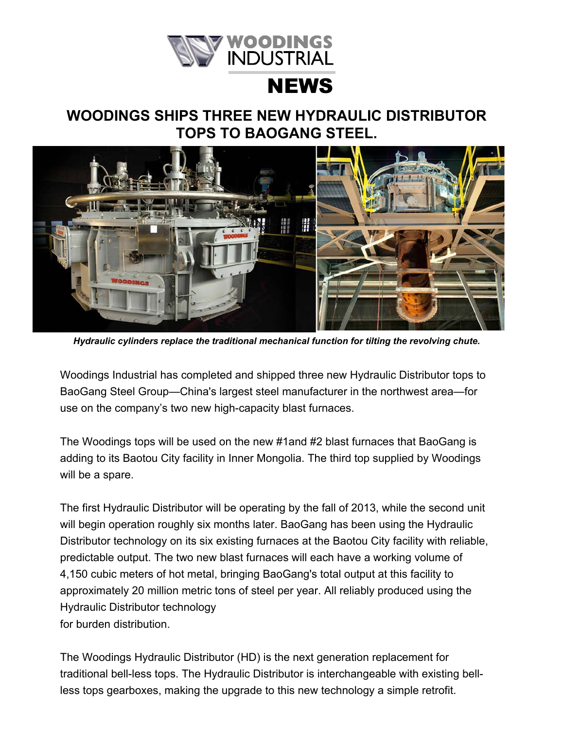# WOODINGS INDUSTRIAL NEWS

## WOODINGS SHIPS THREE NEW HYDRAULIC DISTRIBUTOR TOPS TO BAOGANG STEEL.

*Hydraulic cylinders replace the traditional mechanical function for tilting the revolving chute.*

Woodings Industrial has completed and shipped three new Hydraulic Distributor tops to BaoGang Steel Group—China's largest steel manufacturer in the northwest area—for use on the company's two new high-capacity blast furnaces.

The Woodings tops will be used on the new #1and #2 blast furnaces that BaoGang is adding to its Baotou City facility in Inner Mongolia. The third top supplied by Woodings will be a spare.

The first Hydraulic Distributor will be operating by the fall of 2013, while the second unit will begin operation roughly six months later. BaoGang has been using the Hydraulic Distributor technology on its six existing furnaces at the Baotou City facility with reliable, predictable output. The two new blast furnaces will each have a working volume of 4,150 cubic meters of hot metal, bringing BaoGang's total output at this facility to approximately 20 million metric tons of steel per year. All reliably produced using the Hydraulic Distributor technology for burden distribution.

The Woodings Hydraulic Distributor (HD) is the next generation replacement for traditional bell-less tops. The Hydraulic Distributor is interchangeable with existing bell-less tops gearboxes, making the upgrade to this new technology a simple retrofit.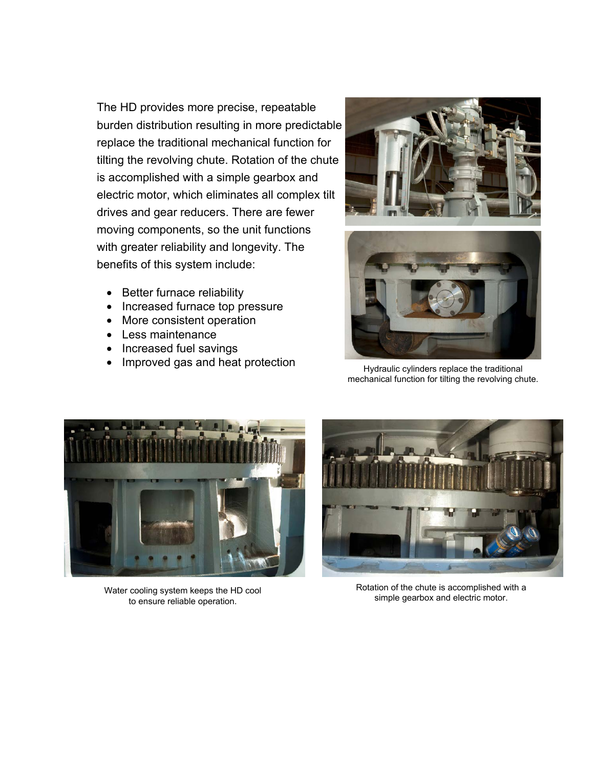The HD provides more precise, repeatable burden distribution resulting in more predictable replace the traditional mechanical function for tilting the revolving chute. Rotation of the chute is accomplished with a simple gearbox and electric motor, which eliminates all complex tilt drives and gear reducers. There are fewer moving components, so the unit functions with greater reliability and longevity. The benefits of this system include:

- Better furnace reliability
- Increased furnace top pressure
- More consistent operation
- Less maintenance
- Increased fuel savings
- Improved gas and heat protection

Hydraulic cylinders replace the traditional mechanical function for tilting the revolving chute.

Water cooling system keeps the HD cool to ensure reliable operation.

Rotation of the chute is accomplished with a simple gearbox and electric motor.